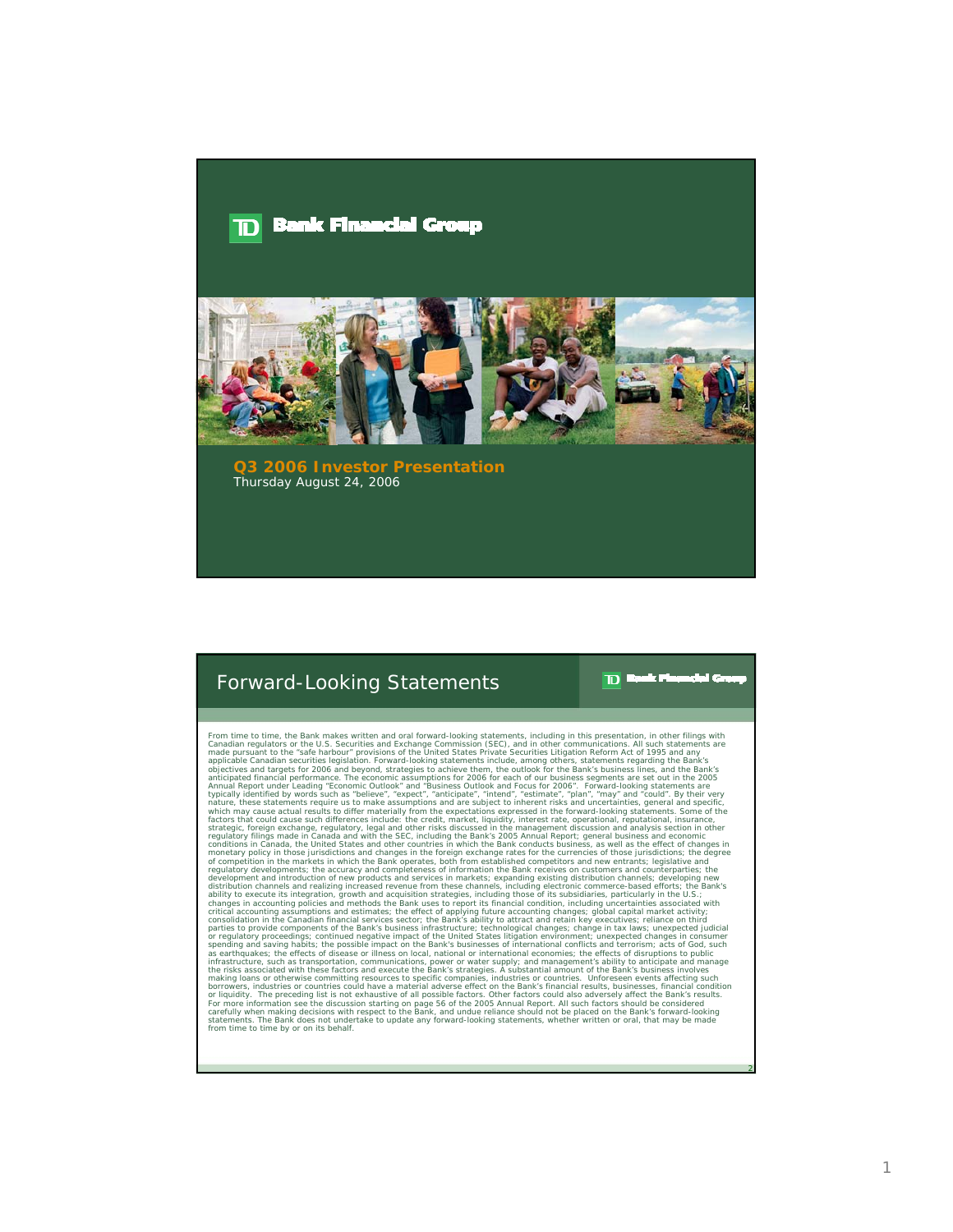# TD Bank Financial Group

## Q3 2006 Investor Presentation

Thursday August 24, 2006

---

## Forward-Looking Statements

From time to time, the Bank makes written and oral forward-looking statements, including in this presentation, in other filings with Canadian regulators or the U.S. Securities and Exchange Commission (SEC), and in other communications. All such statements are made pursuant to the "safe harbour" provisions of the United States Private Securities Litigation Reform Act of 1995 and any applicable Canadian securities legislation. Forward-looking statements include, among others, statements regarding the Bank's objectives and targets for 2006 and beyond, strategies to achieve them, the outlook for the Bank's business lines, and the Bank's anticipated financial performance. The economic assumptions for 2006 for each of our business segments are set out in the 2005 Annual Report under Leading "Economic Outlook" and "Business Outlook and Focus for 2006". Forward-looking statements are typically identified by words such as "believe", "expect", "anticipate", "intend", "estimate", "plan", "may" and "could". By their very nature, these statements require us to make assumptions and are subject to inherent risks and uncertainties, general and specific, which may cause actual results to differ materially from the expectations expressed in the forward-looking statements. Some of the factors that could cause such differences include: the credit, market, liquidity, interest rate, operational, reputational, insurance, strategic, foreign exchange, regulatory, legal and other risks discussed in the management discussion and analysis section in other regulatory filings made in Canada and with the SEC, including the Bank's 2005 Annual Report; general business and economic conditions in Canada, the United States and other countries in which the Bank conducts business, as well as the effect of changes in monetary policy in those jurisdictions and changes in the foreign exchange rates for the currencies of those jurisdictions; the degree of competition in the markets in which the Bank operates, both from established competitors and new entrants; legislative and regulatory developments; the accuracy and completeness of information the Bank receives on customers and counterparties; the development and introduction of new products and services in markets; expanding existing distribution channels; developing new distribution channels and realizing increased revenue from these channels, including electronic commerce-based efforts; the Bank's ability to execute its integration, growth and acquisition strategies, including those of its subsidiaries, particularly in the U.S.; changes in accounting policies and methods the Bank uses to report its financial condition, including uncertainties associated with critical accounting assumptions and estimates; the effect of applying future accounting changes; global capital market activity; consolidation in the Canadian financial services sector; the Bank's ability to attract and retain key executives; reliance on third parties to provide components of the Bank's business infrastructure; technological changes; change in tax laws; unexpected judicial or regulatory proceedings; continued negative impact of the United States litigation environment; unexpected changes in consumer spending and saving habits; the possible impact on the Bank's businesses of international conflicts and terrorism; acts of God, such as earthquakes; the effects of disease or illness on local, national or international economies; the effects of disruptions to public infrastructure, such as transportation, communications, power or water supply; and management's ability to anticipate and manage the risks associated with these factors and execute the Bank's strategies. A substantial amount of the Bank's business involves making loans or otherwise committing resources to specific companies, industries or countries. Unforeseen events affecting such borrowers, industries or countries could have a material adverse effect on the Bank's financial results, businesses, financial condition or liquidity. The preceding list is not exhaustive of all possible factors. Other factors could also adversely affect the Bank's results. For more information see the discussion starting on page 56 of the 2005 Annual Report. All such factors should be considered carefully when making decisions with respect to the Bank, and undue reliance should not be placed on the Bank's forward-looking statements. The Bank does not undertake to update any forward-looking statements, whether written or oral, that may be made from time to time by or on its behalf.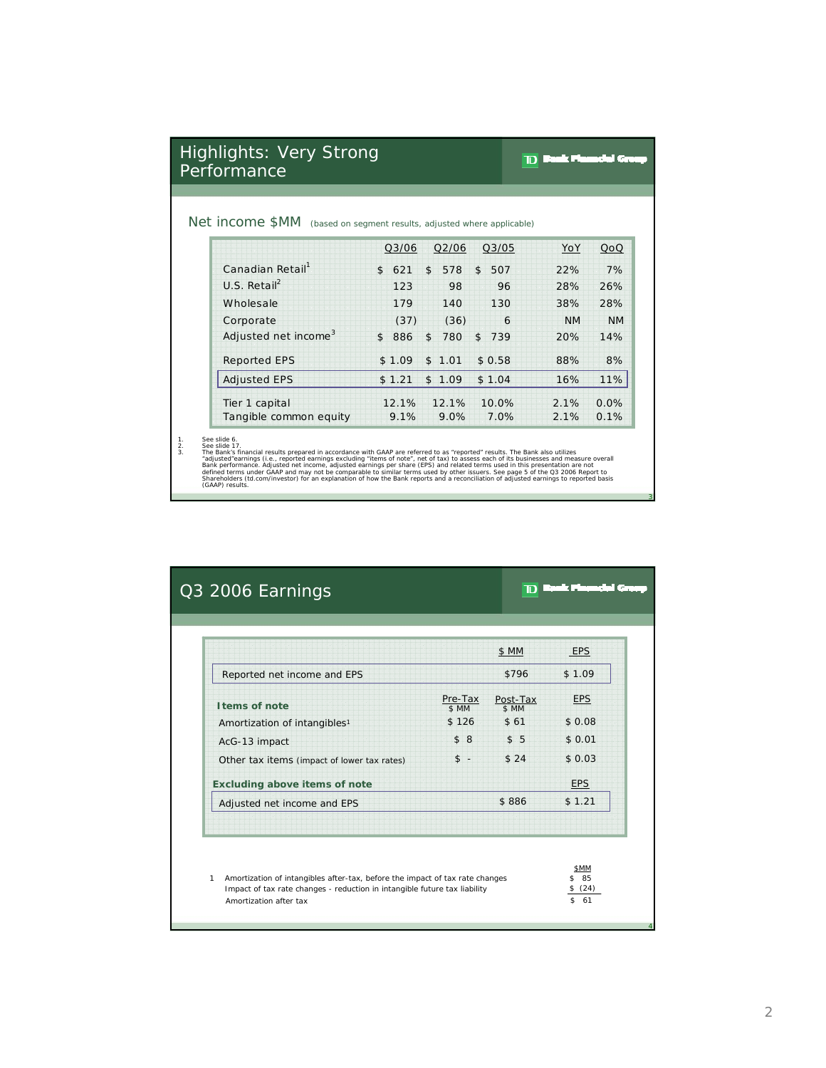## Highlights: Very Strong Performance

TD Bank Financial Group

**Net income $MM** (based on segment results, adjusted where applicable)

| | Q3/06 | Q2/06 | Q3/05 | YoY | QoQ |
|---|---|---|---|---|---|
| Canadian Retail[1] | $ 621 | $ 578 | $ 507 | 22% | 7% |
| U.S. Retail[2] | 123 | 98 | 96 | 28% | 26% |
| Wholesale | 179 | 140 | 130 | 38% | 28% |
| Corporate | (37) | (36) | 6 | NM | NM |
| Adjusted net income[3] | $ 886 | $ 780 | $ 739 | 20% | 14% |
| Reported EPS | $ 1.09 | $ 1.01 | $ 0.58 | 88% | 8% |
| Adjusted EPS | $ 1.21 | $ 1.09 | $ 1.04 | 16% | 11% |
| Tier 1 capital | 12.1% | 12.1% | 10.0% | 2.1% | 0.0% |
| Tangible common equity | 9.1% | 9.0% | 7.0% | 2.1% | 0.1% |

1. See slide 6.
2. See slide 17.
3. The Bank's financial results prepared in accordance with GAAP are referred to as "reported" results. The Bank also utilizes "adjusted"earnings (i.e., reported earnings excluding "items of note", net of tax) to assess each of its businesses and measure overall Bank performance. Adjusted net income, adjusted earnings per share (EPS) and related terms used in this presentation are not defined terms under GAAP and may not be comparable to similar terms used by other issuers. See page 5 of the Q3 2006 Report to Shareholders (td.com/investor) for an explanation of how the Bank reports and a reconciliation of adjusted earnings to reported basis (GAAP) results.

## Q3 2006 Earnings

TD Bank Financial Group

| | Pre-Tax $ MM | Post-Tax $ MM | EPS |
|---|---|---|---|
| Reported net income and EPS | | $796 | $ 1.09 |
| **Items of note** | | | |
| Amortization of intangibles[1] | $ 126 | $ 61 | $ 0.08 |
| AcG-13 impact | $ 8 | $ 5 | $ 0.01 |
| Other tax items (impact of lower tax rates) | $ - | $ 24 | $ 0.03 |
| **Excluding above items of note** | | | |
| Adjusted net income and EPS | | $ 886 | $ 1.21 |

| 1 | $MM |
|---|---|
| Amortization of intangibles after-tax, before the impact of tax rate changes | $ 85 |
| Impact of tax rate changes - reduction in intangible future tax liability | $ (24) |
| Amortization after tax | $ 61 |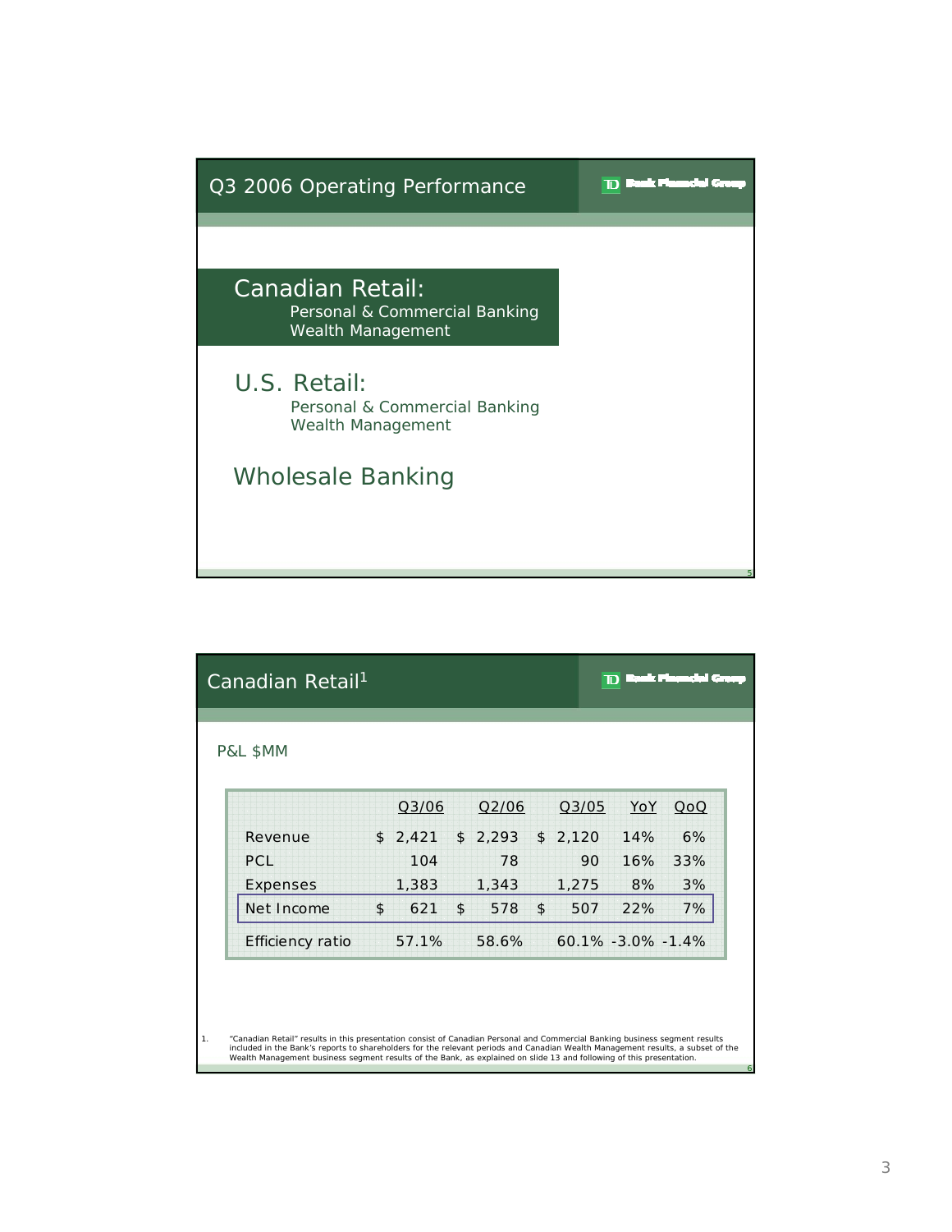## Q3 2006 Operating Performance

TD Bank Financial Group

**Canadian Retail:**
- Personal & Commercial Banking
- Wealth Management

**U.S. Retail:**
- Personal & Commercial Banking
- Wealth Management

**Wholesale Banking**

## Canadian Retail[1]

TD Bank Financial Group

P&L $MM

| | Q3/06 | Q2/06 | Q3/05 | YoY | QoQ |
|---|---|---|---|---|---|
| Revenue | $ 2,421 | $ 2,293 | $ 2,120 | 14% | 6% |
| PCL | 104 | 78 | 90 | 16% | 33% |
| Expenses | 1,383 | 1,343 | 1,275 | 8% | 3% |
| Net Income | $ 621 | $ 578 | $ 507 | 22% | 7% |
| Efficiency ratio | 57.1% | 58.6% | 60.1% | -3.0% | -1.4% |

1. "Canadian Retail" results in this presentation consist of Canadian Personal and Commercial Banking business segment results included in the Bank's reports to shareholders for the relevant periods and Canadian Wealth Management results, a subset of the Wealth Management business segment results of the Bank, as explained on slide 13 and following of this presentation.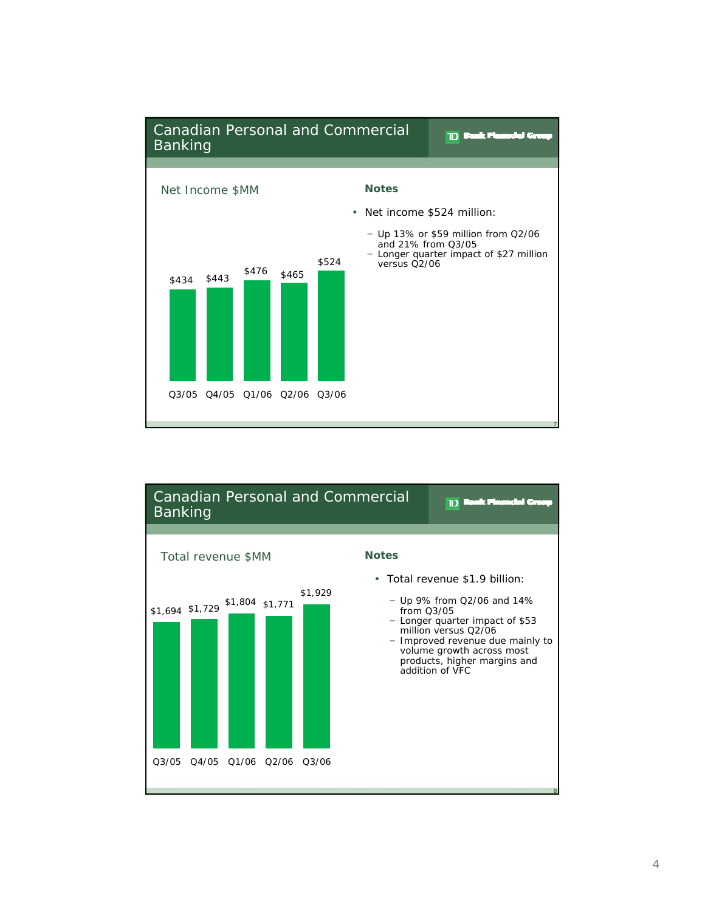## Canadian Personal and Commercial Banking

TD Bank Financial Group

**Net Income $MM**

| Q3/05 | Q4/05 | Q1/06 | Q2/06 | Q3/06 |
|---|---|---|---|---|
| $434 | $443 | $476 | $465 | $524 |

**Notes**

- Net income $524 million:
  - Up 13% or $59 million from Q2/06 and 21% from Q3/05
  - Longer quarter impact of $27 million versus Q2/06

## Canadian Personal and Commercial Banking

TD Bank Financial Group

**Total revenue $MM**

| Q3/05 | Q4/05 | Q1/06 | Q2/06 | Q3/06 |
|---|---|---|---|---|
| $1,694 | $1,729 | $1,804 | $1,771 | $1,929 |

**Notes**

- Total revenue $1.9 billion:
  - Up 9% from Q2/06 and 14% from Q3/05
  - Longer quarter impact of $53 million versus Q2/06
  - Improved revenue due mainly to volume growth across most products, higher margins and addition of VFC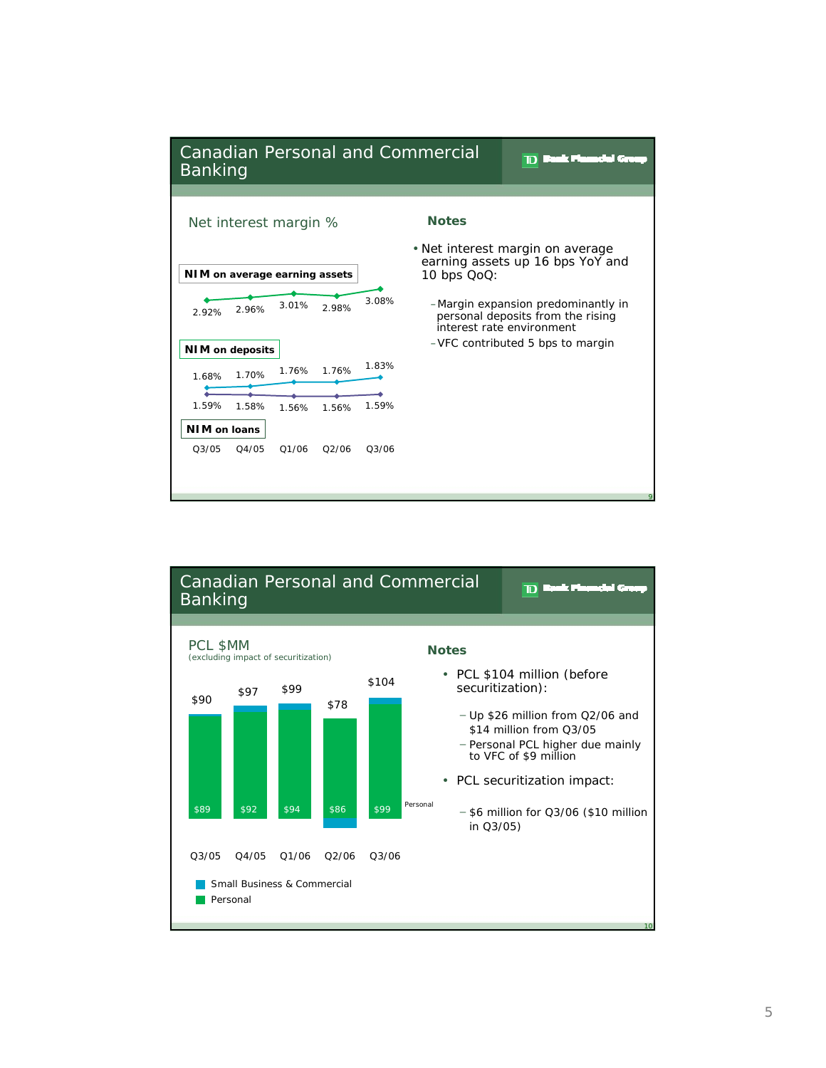## Canadian Personal and Commercial Banking

TD Bank Financial Group

### Net interest margin %

**NIM on average earning assets**

| | Q3/05 | Q4/05 | Q1/06 | Q2/06 | Q3/06 |
|---|---|---|---|---|---|
| NIM on average earning assets | 2.92% | 2.96% | 3.01% | 2.98% | 3.08% |
| NIM on deposits | 1.68% | 1.70% | 1.76% | 1.76% | 1.83% |
| NIM on loans | 1.59% | 1.58% | 1.56% | 1.56% | 1.59% |

### Notes

- Net interest margin on average earning assets up 16 bps YoY and 10 bps QoQ:
  - Margin expansion predominantly in personal deposits from the rising interest rate environment
  - VFC contributed 5 bps to margin

## Canadian Personal and Commercial Banking

TD Bank Financial Group

### PCL $MM
(excluding impact of securitization)

| | Q3/05 | Q4/05 | Q1/06 | Q2/06 | Q3/06 |
|---|---|---|---|---|---|
| Total | $90 | $97 | $99 | $78 | $104 |
| Personal | $89 | $92 | $94 | $86 | $99 |

Small Business & Commercial
Personal

### Notes

- PCL $104 million (before securitization):
  - Up $26 million from Q2/06 and $14 million from Q3/05
  - Personal PCL higher due mainly to VFC of $9 million
- PCL securitization impact:
  - $6 million for Q3/06 ($10 million in Q3/05)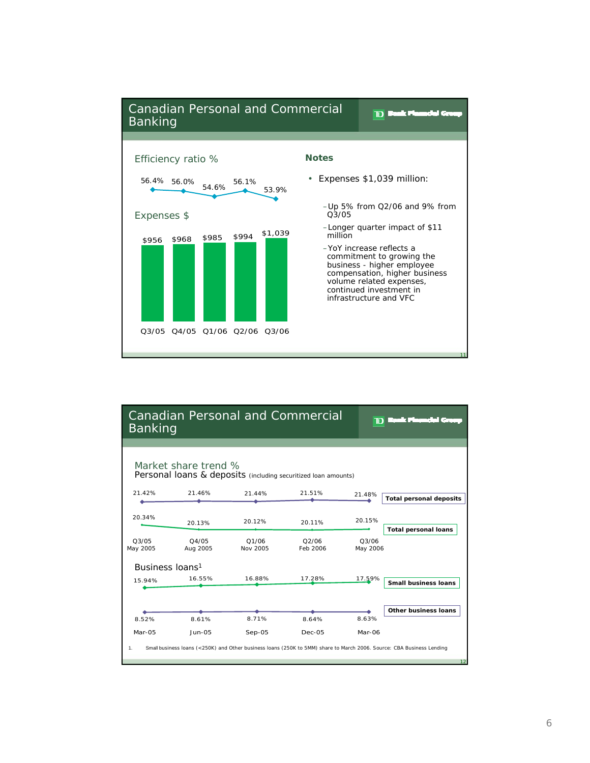## Canadian Personal and Commercial Banking

### Efficiency ratio %

| Q3/05 | Q4/05 | Q1/06 | Q2/06 | Q3/06 |
|---|---|---|---|---|
| 56.4% | 56.0% | 54.6% | 56.1% | 53.9% |

### Expenses $

| Q3/05 | Q4/05 | Q1/06 | Q2/06 | Q3/06 |
|---|---|---|---|---|
| $956 | $968 | $985 | $994 | $1,039 |

**Notes**

- Expenses $1,039 million:
  - Up 5% from Q2/06 and 9% from Q3/05
  - Longer quarter impact of $11 million
  - YoY increase reflects a commitment to growing the business - higher employee compensation, higher business volume related expenses, continued investment in infrastructure and VFC

## Canadian Personal and Commercial Banking

### Market share trend %

Personal loans & deposits (including securitized loan amounts)

| | Q3/05 May 2005 | Q4/05 Aug 2005 | Q1/06 Nov 2005 | Q2/06 Feb 2006 | Q3/06 May 2006 |
|---|---|---|---|---|---|
| Total personal deposits | 21.42% | 21.46% | 21.44% | 21.51% | 21.48% |
| Total personal loans | 20.34% | 20.13% | 20.12% | 20.11% | 20.15% |

Business loans[1]

| | Mar-05 | Jun-05 | Sep-05 | Dec-05 | Mar-06 |
|---|---|---|---|---|---|
| Small business loans | 15.94% | 16.55% | 16.88% | 17.28% | 17.59% |
| Other business loans | 8.52% | 8.61% | 8.71% | 8.64% | 8.63% |

1. Small business loans (<250K) and Other business loans (250K to 5MM) share to March 2006. Source: CBA Business Lending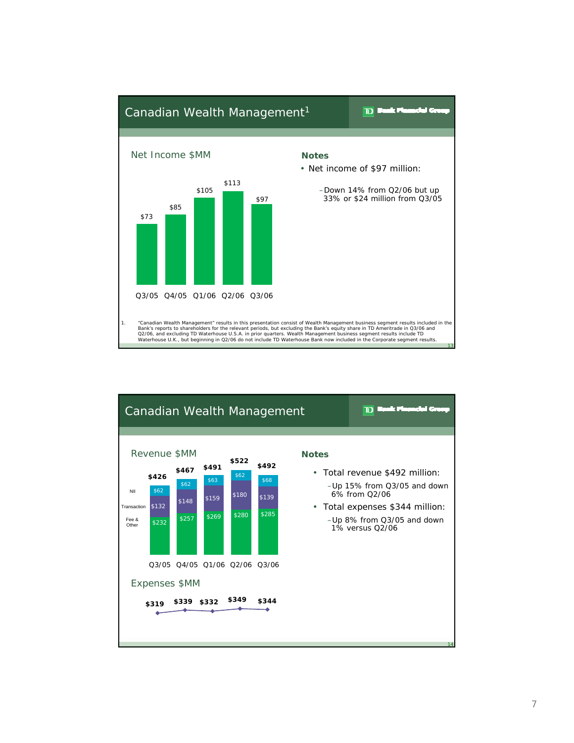## Canadian Wealth Management[1]

### Net Income $MM

| Q3/05 | Q4/05 | Q1/06 | Q2/06 | Q3/06 |
|---|---|---|---|---|
| $73 | $85 | $105 | $113 | $97 |

**Notes**

- Net income of $97 million:
  - Down 14% from Q2/06 but up 33% or $24 million from Q3/05

1. "Canadian Wealth Management" results in this presentation consist of Wealth Management business segment results included in the Bank's reports to shareholders for the relevant periods, but excluding the Bank's equity share in TD Ameritrade in Q3/06 and Q2/06, and excluding TD Waterhouse U.S.A. in prior quarters. Wealth Management business segment results include TD Waterhouse U.K., but beginning in Q2/06 do not include TD Waterhouse Bank now included in the Corporate segment results.

## Canadian Wealth Management

### Revenue $MM

| | Q3/05 | Q4/05 | Q1/06 | Q2/06 | Q3/06 |
|---|---|---|---|---|---|
| NII | $62 | $62 | $63 | $62 | $68 |
| Transaction | $132 | $148 | $159 | $180 | $139 |
| Fee & Other | $232 | $257 | $269 | $280 | $285 |
| Total | $426 | $467 | $491 | $522 | $492 |

### Expenses $MM

| Q3/05 | Q4/05 | Q1/06 | Q2/06 | Q3/06 |
|---|---|---|---|---|
| $319 | $339 | $332 | $349 | $344 |

**Notes**

- Total revenue $492 million:
  - Up 15% from Q3/05 and down 6% from Q2/06
- Total expenses $344 million:
  - Up 8% from Q3/05 and down 1% versus Q2/06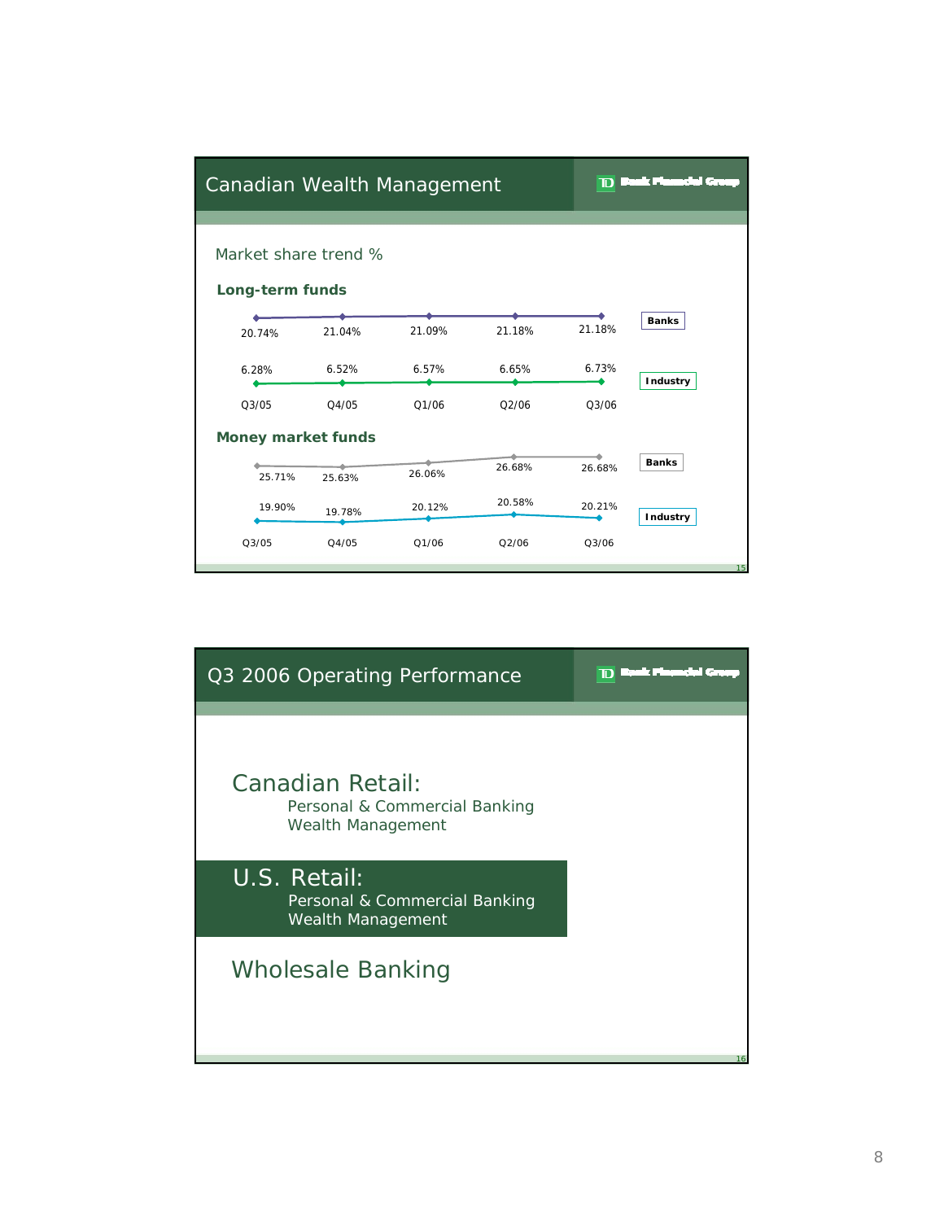## Canadian Wealth Management

### Market share trend %

**Long-term funds**

| | Q3/05 | Q4/05 | Q1/06 | Q2/06 | Q3/06 |
|---|---|---|---|---|---|
| Banks | 20.74% | 21.04% | 21.09% | 21.18% | 21.18% |
| Industry | 6.28% | 6.52% | 6.57% | 6.65% | 6.73% |

**Money market funds**

| | Q3/05 | Q4/05 | Q1/06 | Q2/06 | Q3/06 |
|---|---|---|---|---|---|
| Banks | 25.71% | 25.63% | 26.06% | 26.68% | 26.68% |
| Industry | 19.90% | 19.78% | 20.12% | 20.58% | 20.21% |

## Q3 2006 Operating Performance

**Canadian Retail:**
- Personal & Commercial Banking
- Wealth Management

**U.S. Retail:**
- Personal & Commercial Banking
- Wealth Management

**Wholesale Banking**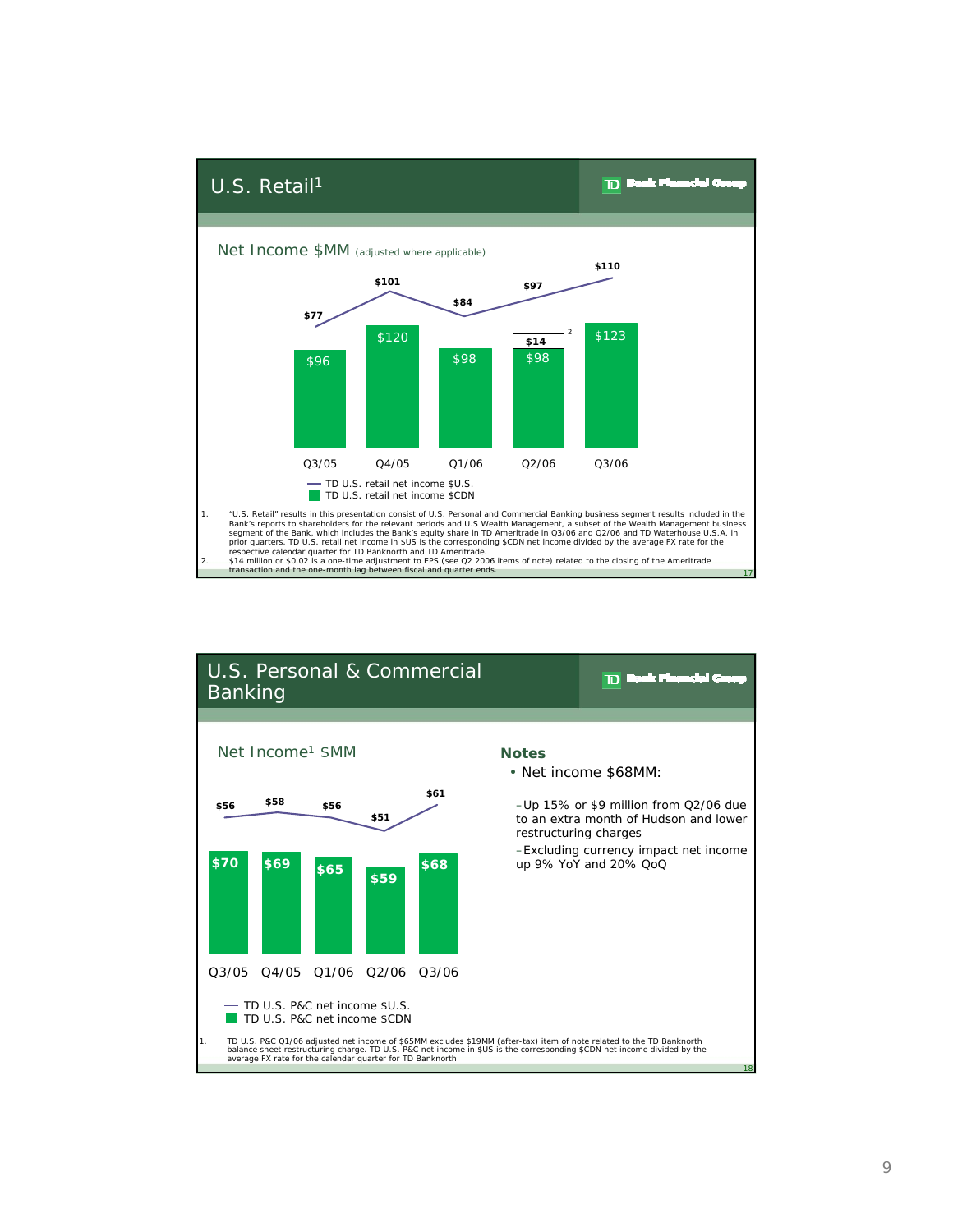## U.S. Retail[1]

TD Bank Financial Group

### Net Income $MM (adjusted where applicable)

| | Q3/05 | Q4/05 | Q1/06 | Q2/06 | Q3/06 |
|---|---|---|---|---|---|
| TD U.S. retail net income $U.S. | $77 | $101 | $84 | $97 | $110 |
| TD U.S. retail net income $CDN | $96 | $120 | $98 | $98 + $14[2] | $123 |

1. "U.S. Retail" results in this presentation consist of U.S. Personal and Commercial Banking business segment results included in the Bank's reports to shareholders for the relevant periods and U.S Wealth Management, a subset of the Wealth Management business segment of the Bank, which includes the Bank's equity share in TD Ameritrade in Q3/06 and Q2/06 and TD Waterhouse U.S.A. in prior quarters. TD U.S. retail net income in $US is the corresponding $CDN net income divided by the average FX rate for the respective calendar quarter for TD Banknorth and TD Ameritrade.
2. $14 million or $0.02 is a one-time adjustment to EPS (see Q2 2006 items of note) related to the closing of the Ameritrade transaction and the one-month lag between fiscal and quarter ends.

## U.S. Personal & Commercial Banking

TD Bank Financial Group

### Net Income[1] $MM

| | Q3/05 | Q4/05 | Q1/06 | Q2/06 | Q3/06 |
|---|---|---|---|---|---|
| TD U.S. P&C net income $U.S. | $56 | $58 | $56 | $51 | $61 |
| TD U.S. P&C net income $CDN | $70 | $69 | $65 | $59 | $68 |

**Notes**

- Net income $68MM:
  - Up 15% or $9 million from Q2/06 due to an extra month of Hudson and lower restructuring charges
  - Excluding currency impact net income up 9% YoY and 20% QoQ

1. TD U.S. P&C Q1/06 adjusted net income of $65MM excludes $19MM (after-tax) item of note related to the TD Banknorth balance sheet restructuring charge. TD U.S. P&C net income in $US is the corresponding $CDN net income divided by the average FX rate for the calendar quarter for TD Banknorth.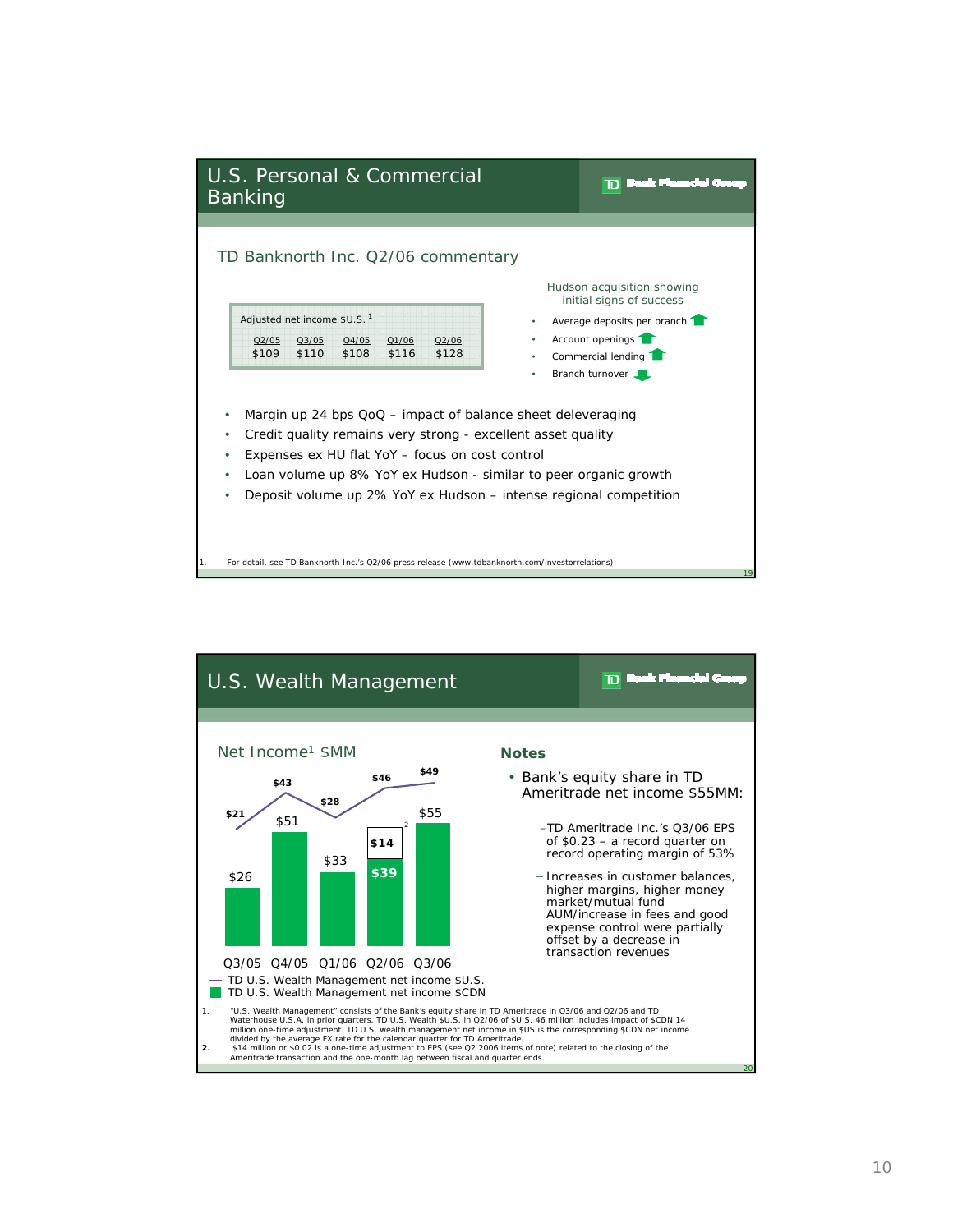# U.S. Personal & Commercial Banking

TD Bank Financial Group

## TD Banknorth Inc. Q2/06 commentary

Adjusted net income $U.S. [1]

| Q2/05 | Q3/05 | Q4/05 | Q1/06 | Q2/06 |
|---|---|---|---|---|
| $109 | $110 | $108 | $116 | $128 |

Hudson acquisition showing initial signs of success

- Average deposits per branch ↑
- Account openings ↑
- Commercial lending ↑
- Branch turnover ↓

- Margin up 24 bps QoQ – impact of balance sheet deleveraging
- Credit quality remains very strong - excellent asset quality
- Expenses ex HU flat YoY – focus on cost control
- Loan volume up 8% YoY ex Hudson - similar to peer organic growth
- Deposit volume up 2% YoY ex Hudson – intense regional competition

1. For detail, see TD Banknorth Inc.'s Q2/06 press release (www.tdbanknorth.com/investorrelations).

# U.S. Wealth Management

TD Bank Financial Group

## Net Income[1] $MM

| | Q3/05 | Q4/05 | Q1/06 | Q2/06 | Q3/06 |
|---|---|---|---|---|---|
| TD U.S. Wealth Management net income $U.S. | $21 | $43 | $28 | $46 | $49 |
| TD U.S. Wealth Management net income $CDN | $26 | $51 | $33 | $39 + $14[2] | $55 |

## Notes

- Bank's equity share in TD Ameritrade net income $55MM:
  - TD Ameritrade Inc.'s Q3/06 EPS of $0.23 – a record quarter on record operating margin of 53%
  - Increases in customer balances, higher margins, higher money market/mutual fund AUM/increase in fees and good expense control were partially offset by a decrease in transaction revenues

1. "U.S. Wealth Management" consists of the Bank's equity share in TD Ameritrade in Q3/06 and Q2/06 and TD Waterhouse U.S.A. in prior quarters. TD U.S. Wealth $U.S. in Q2/06 of $U.S. 46 million includes impact of $CDN 14 million one-time adjustment. TD U.S. wealth management net income in $US is the corresponding $CDN net income divided by the average FX rate for the calendar quarter for TD Ameritrade.
2. $14 million or $0.02 is a one-time adjustment to EPS (see Q2 2006 items of note) related to the closing of the Ameritrade transaction and the one-month lag between fiscal and quarter ends.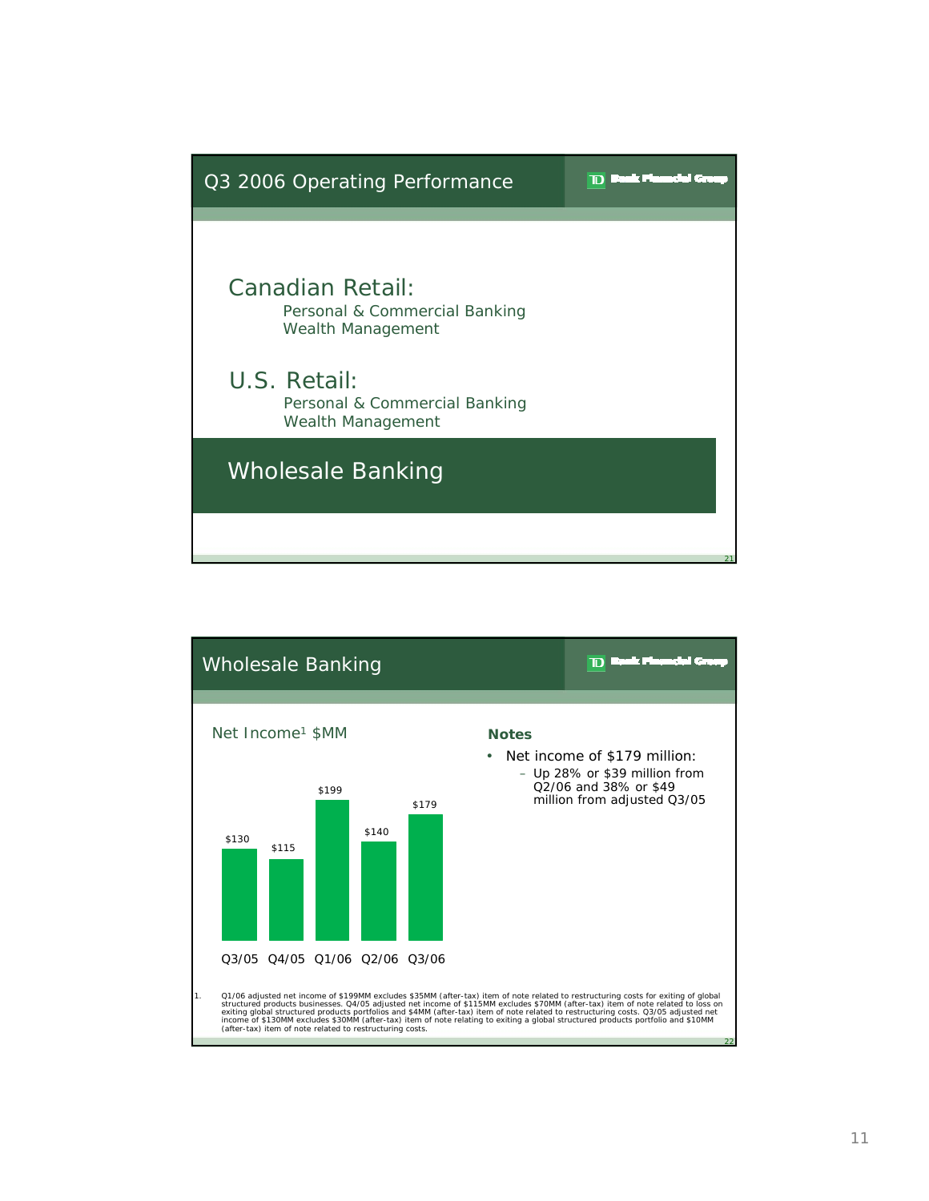## Q3 2006 Operating Performance

TD Bank Financial Group

### Canadian Retail:

Personal & Commercial Banking
Wealth Management

### U.S. Retail:

Personal & Commercial Banking
Wealth Management

### Wholesale Banking

## Wholesale Banking

TD Bank Financial Group

Net Income[1] $MM

| Q3/05 | Q4/05 | Q1/06 | Q2/06 | Q3/06 |
|---|---|---|---|---|
| $130 | $115 | $199 | $140 | $179 |

**Notes**

- Net income of $179 million:
  - Up 28% or $39 million from Q2/06 and 38% or $49 million from adjusted Q3/05

1. Q1/06 adjusted net income of $199MM excludes $35MM (after-tax) item of note related to restructuring costs for exiting of global structured products businesses. Q4/05 adjusted net income of $115MM excludes $70MM (after-tax) item of note related to loss on exiting global structured products portfolios and $4MM (after-tax) item of note related to restructuring costs. Q3/05 adjusted net income of $130MM excludes $30MM (after-tax) item of note relating to exiting a global structured products portfolio and $10MM (after-tax) item of note related to restructuring costs.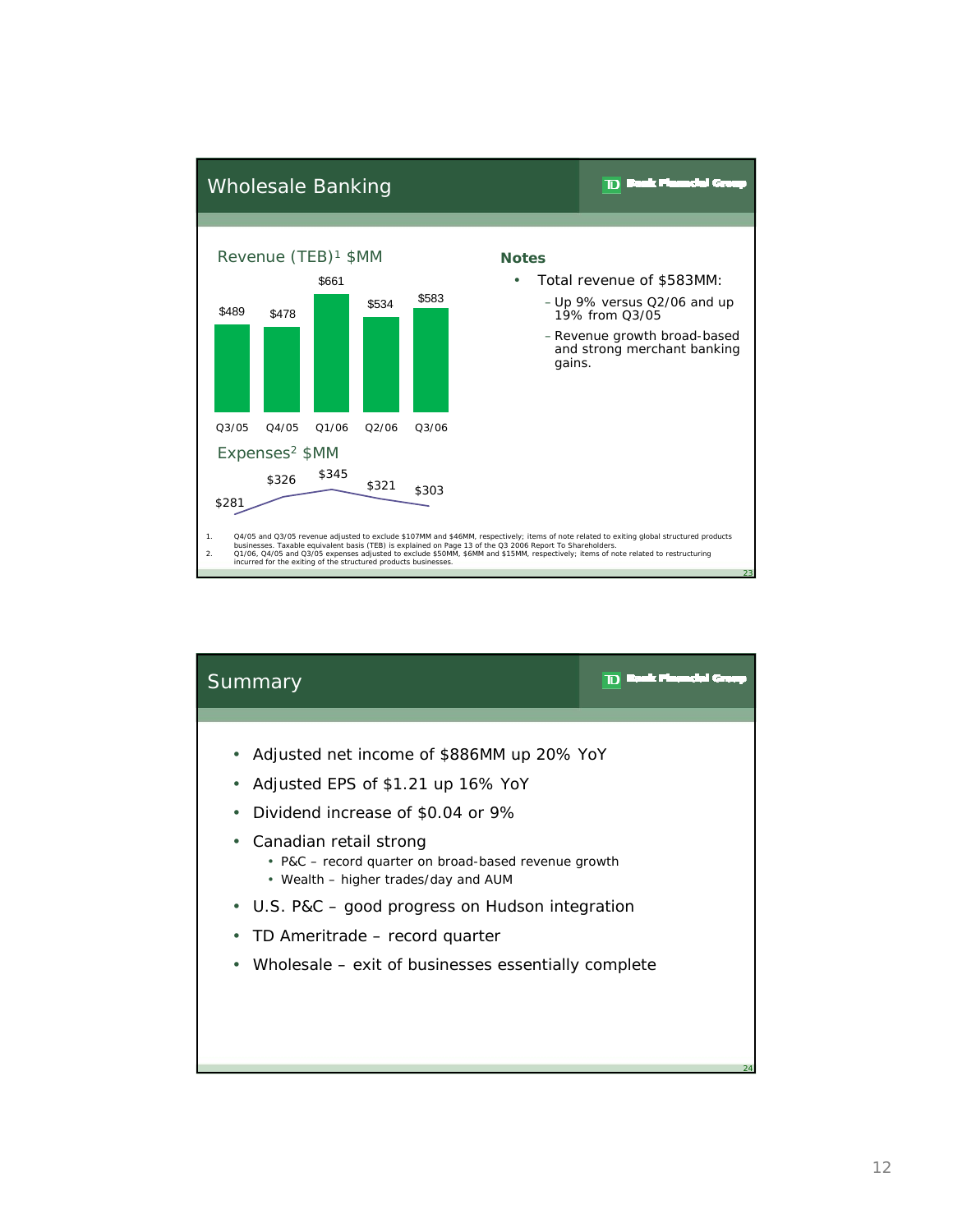## Wholesale Banking

### Revenue (TEB)[1] $MM

| Q3/05 | Q4/05 | Q1/06 | Q2/06 | Q3/06 |
|---|---|---|---|---|
| $489 | $478 | $661 | $534 | $583 |

### Expenses[2] $MM

| Q3/05 | Q4/05 | Q1/06 | Q2/06 | Q3/06 |
|---|---|---|---|---|
| $281 | $326 | $345 | $321 | $303 |

**Notes**

- Total revenue of $583MM:
  - Up 9% versus Q2/06 and up 19% from Q3/05
  - Revenue growth broad-based and strong merchant banking gains.

1. Q4/05 and Q3/05 revenue adjusted to exclude $107MM and $46MM, respectively; items of note related to exiting global structured products businesses. Taxable equivalent basis (TEB) is explained on Page 13 of the Q3 2006 Report To Shareholders.
2. Q1/06, Q4/05 and Q3/05 expenses adjusted to exclude $50MM, $6MM and $15MM, respectively; items of note related to restructuring incurred for the exiting of the structured products businesses.

## Summary

- Adjusted net income of $886MM up 20% YoY
- Adjusted EPS of $1.21 up 16% YoY
- Dividend increase of $0.04 or 9%
- Canadian retail strong
  - P&C – record quarter on broad-based revenue growth
  - Wealth – higher trades/day and AUM
- U.S. P&C – good progress on Hudson integration
- TD Ameritrade – record quarter
- Wholesale – exit of businesses essentially complete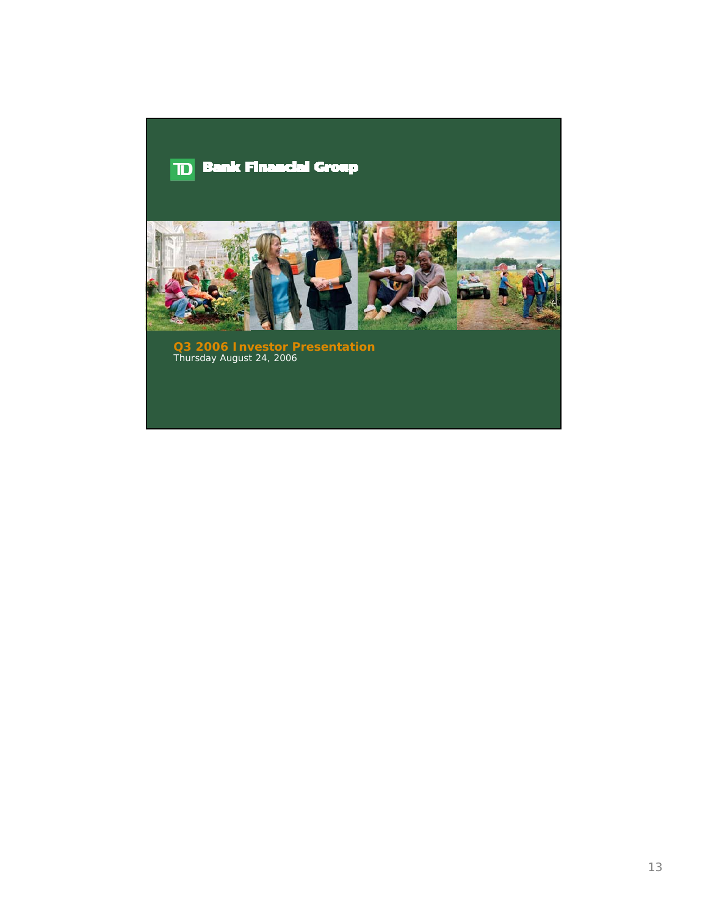TD Bank Financial Group

**Q3 2006 Investor Presentation**
Thursday August 24, 2006